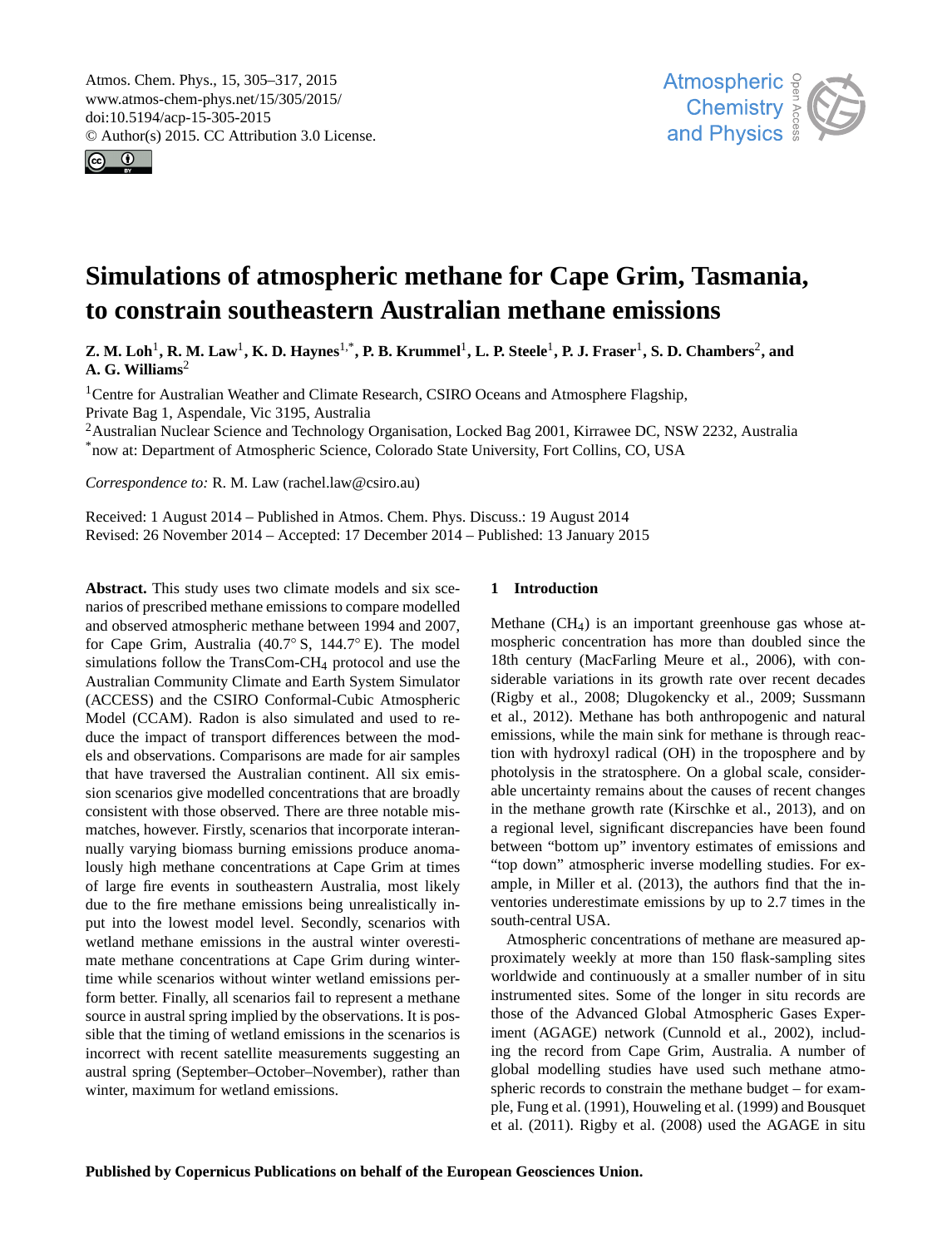# Simulations of atmospheric methane for Cape Grim, Tasmania, to constrain southeastern Australian methane emissions

**Z. M. Loh[1], R. M. Law[1], K. D. Haynes[1,*], P. B. Krummel[1], L. P. Steele[1], P. J. Fraser[1], S. D. Chambers[2], and A. G. Williams[2]**

[1]Centre for Australian Weather and Climate Research, CSIRO Oceans and Atmosphere Flagship, Private Bag 1, Aspendale, Vic 3195, Australia

[2]Australian Nuclear Science and Technology Organisation, Locked Bag 2001, Kirrawee DC, NSW 2232, Australia

[*]now at: Department of Atmospheric Science, Colorado State University, Fort Collins, CO, USA

*Correspondence to:* R. M. Law (rachel.law@csiro.au)

Received: 1 August 2014 – Published in Atmos. Chem. Phys. Discuss.: 19 August 2014
Revised: 26 November 2014 – Accepted: 17 December 2014 – Published: 13 January 2015

**Abstract.** This study uses two climate models and six scenarios of prescribed methane emissions to compare modelled and observed atmospheric methane between 1994 and 2007, for Cape Grim, Australia (40.7° S, 144.7° E). The model simulations follow the TransCom-$CH_4$ protocol and use the Australian Community Climate and Earth System Simulator (ACCESS) and the CSIRO Conformal-Cubic Atmospheric Model (CCAM). Radon is also simulated and used to reduce the impact of transport differences between the models and observations. Comparisons are made for air samples that have traversed the Australian continent. All six emission scenarios give modelled concentrations that are broadly consistent with those observed. There are three notable mismatches, however. Firstly, scenarios that incorporate interannually varying biomass burning emissions produce anomalously high methane concentrations at Cape Grim at times of large fire events in southeastern Australia, most likely due to the fire methane emissions being unrealistically input into the lowest model level. Secondly, scenarios with wetland methane emissions in the austral winter overestimate methane concentrations at Cape Grim during wintertime while scenarios without winter wetland emissions perform better. Finally, all scenarios fail to represent a methane source in austral spring implied by the observations. It is possible that the timing of wetland emissions in the scenarios is incorrect with recent satellite measurements suggesting an austral spring (September–October–November), rather than winter, maximum for wetland emissions.

## 1 Introduction

Methane ($CH_4$) is an important greenhouse gas whose atmospheric concentration has more than doubled since the 18th century (MacFarling Meure et al., 2006), with considerable variations in its growth rate over recent decades (Rigby et al., 2008; Dlugokencky et al., 2009; Sussmann et al., 2012). Methane has both anthropogenic and natural emissions, while the main sink for methane is through reaction with hydroxyl radical (OH) in the troposphere and by photolysis in the stratosphere. On a global scale, considerable uncertainty remains about the causes of recent changes in the methane growth rate (Kirschke et al., 2013), and on a regional level, significant discrepancies have been found between "bottom up" inventory estimates of emissions and "top down" atmospheric inverse modelling studies. For example, in Miller et al. (2013), the authors find that the inventories underestimate emissions by up to 2.7 times in the south-central USA.

Atmospheric concentrations of methane are measured approximately weekly at more than 150 flask-sampling sites worldwide and continuously at a smaller number of in situ instrumented sites. Some of the longer in situ records are those of the Advanced Global Atmospheric Gases Experiment (AGAGE) network (Cunnold et al., 2002), including the record from Cape Grim, Australia. A number of global modelling studies have used such methane atmospheric records to constrain the methane budget – for example, Fung et al. (1991), Houweling et al. (1999) and Bousquet et al. (2011). Rigby et al. (2008) used the AGAGE in situ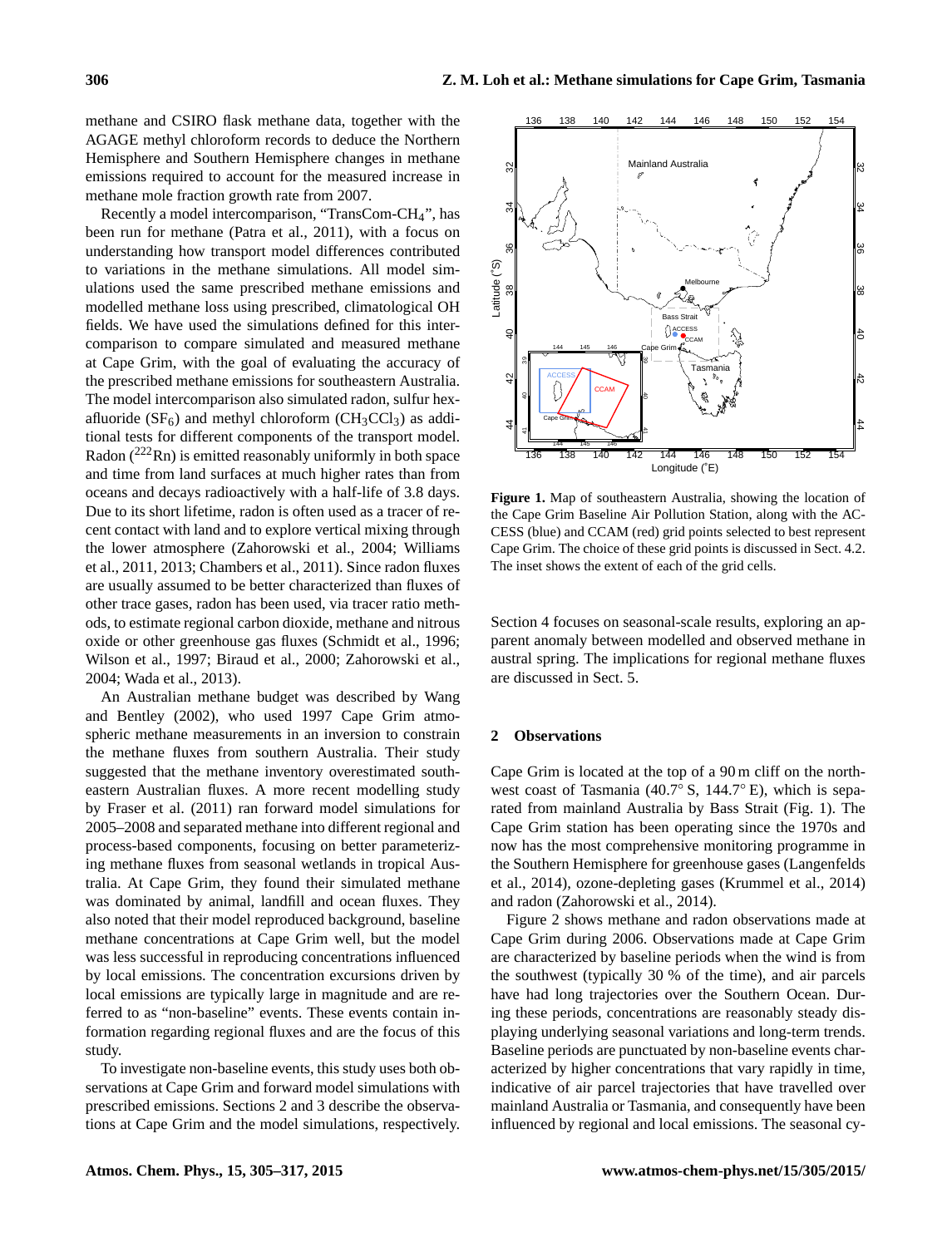methane and CSIRO flask methane data, together with the AGAGE methyl chloroform records to deduce the Northern Hemisphere and Southern Hemisphere changes in methane emissions required to account for the measured increase in methane mole fraction growth rate from 2007.

Recently a model intercomparison, "TransCom-$CH_4$", has been run for methane (Patra et al., 2011), with a focus on understanding how transport model differences contributed to variations in the methane simulations. All model simulations used the same prescribed methane emissions and modelled methane loss using prescribed, climatological OH fields. We have used the simulations defined for this intercomparison to compare simulated and measured methane at Cape Grim, with the goal of evaluating the accuracy of the prescribed methane emissions for southeastern Australia. The model intercomparison also simulated radon, sulfur hexafluoride ($SF_6$) and methyl chloroform ($CH_3CCl_3$) as additional tests for different components of the transport model. Radon ($^{222}Rn$) is emitted reasonably uniformly in both space and time from land surfaces at much higher rates than from oceans and decays radioactively with a half-life of 3.8 days. Due to its short lifetime, radon is often used as a tracer of recent contact with land and to explore vertical mixing through the lower atmosphere (Zahorowski et al., 2004; Williams et al., 2011, 2013; Chambers et al., 2011). Since radon fluxes are usually assumed to be better characterized than fluxes of other trace gases, radon has been used, via tracer ratio methods, to estimate regional carbon dioxide, methane and nitrous oxide or other greenhouse gas fluxes (Schmidt et al., 1996; Wilson et al., 1997; Biraud et al., 2000; Zahorowski et al., 2004; Wada et al., 2013).

An Australian methane budget was described by Wang and Bentley (2002), who used 1997 Cape Grim atmospheric methane measurements in an inversion to constrain the methane fluxes from southern Australia. Their study suggested that the methane inventory overestimated southeastern Australian fluxes. A more recent modelling study by Fraser et al. (2011) ran forward model simulations for 2005–2008 and separated methane into different regional and process-based components, focusing on better parameterizing methane fluxes from seasonal wetlands in tropical Australia. At Cape Grim, they found their simulated methane was dominated by animal, landfill and ocean fluxes. They also noted that their model reproduced background, baseline methane concentrations at Cape Grim well, but the model was less successful in reproducing concentrations influenced by local emissions. The concentration excursions driven by local emissions are typically large in magnitude and are referred to as "non-baseline" events. These events contain information regarding regional fluxes and are the focus of this study.

To investigate non-baseline events, this study uses both observations at Cape Grim and forward model simulations with prescribed emissions. Sections 2 and 3 describe the observations at Cape Grim and the model simulations, respectively.

**Figure 1.** Map of southeastern Australia, showing the location of the Cape Grim Baseline Air Pollution Station, along with the ACCESS (blue) and CCAM (red) grid points selected to best represent Cape Grim. The choice of these grid points is discussed in Sect. 4.2. The inset shows the extent of each of the grid cells.

Section 4 focuses on seasonal-scale results, exploring an apparent anomaly between modelled and observed methane in austral spring. The implications for regional methane fluxes are discussed in Sect. 5.

## 2 Observations

Cape Grim is located at the top of a 90 m cliff on the northwest coast of Tasmania (40.7° S, 144.7° E), which is separated from mainland Australia by Bass Strait (Fig. 1). The Cape Grim station has been operating since the 1970s and now has the most comprehensive monitoring programme in the Southern Hemisphere for greenhouse gases (Langenfelds et al., 2014), ozone-depleting gases (Krummel et al., 2014) and radon (Zahorowski et al., 2014).

Figure 2 shows methane and radon observations made at Cape Grim during 2006. Observations made at Cape Grim are characterized by baseline periods when the wind is from the southwest (typically 30 % of the time), and air parcels have had long trajectories over the Southern Ocean. During these periods, concentrations are reasonably steady displaying underlying seasonal variations and long-term trends. Baseline periods are punctuated by non-baseline events characterized by higher concentrations that vary rapidly in time, indicative of air parcel trajectories that have travelled over mainland Australia or Tasmania, and consequently have been influenced by regional and local emissions. The seasonal cy-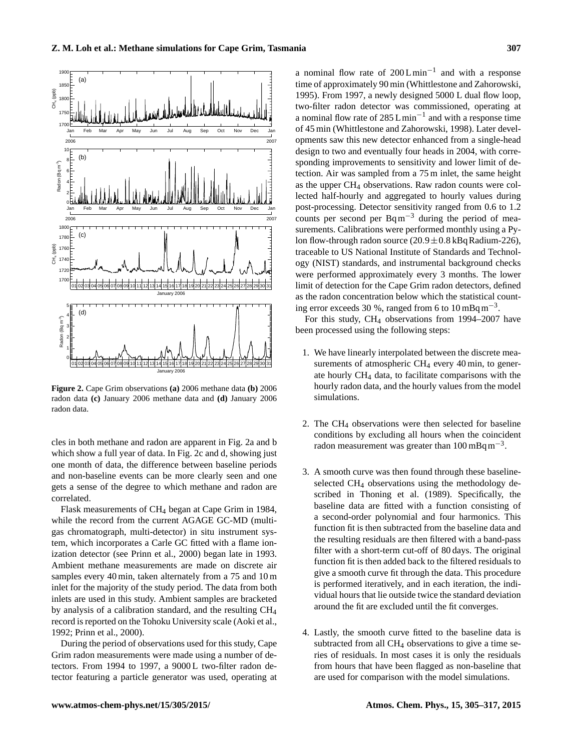**Figure 2.** Cape Grim observations **(a)** 2006 methane data **(b)** 2006 radon data **(c)** January 2006 methane data and **(d)** January 2006 radon data.

cles in both methane and radon are apparent in Fig. 2a and b which show a full year of data. In Fig. 2c and d, showing just one month of data, the difference between baseline periods and non-baseline events can be more clearly seen and one gets a sense of the degree to which methane and radon are correlated.

Flask measurements of $CH_4$ began at Cape Grim in 1984, while the record from the current AGAGE GC-MD (multi-gas chromatograph, multi-detector) in situ instrument system, which incorporates a Carle GC fitted with a flame ionization detector (see Prinn et al., 2000) began late in 1993. Ambient methane measurements are made on discrete air samples every 40 min, taken alternately from a 75 and 10 m inlet for the majority of the study period. The data from both inlets are used in this study. Ambient samples are bracketed by analysis of a calibration standard, and the resulting $CH_4$ record is reported on the Tohoku University scale (Aoki et al., 1992; Prinn et al., 2000).

During the period of observations used for this study, Cape Grim radon measurements were made using a number of detectors. From 1994 to 1997, a 9000 L two-filter radon detector featuring a particle generator was used, operating at a nominal flow rate of 200 $L\,min^{-1}$ and with a response time of approximately 90 min (Whittlestone and Zahorowski, 1995). From 1997, a newly designed 5000 L dual flow loop, two-filter radon detector was commissioned, operating at a nominal flow rate of 285 $L\,min^{-1}$ and with a response time of 45 min (Whittlestone and Zahorowski, 1998). Later developments saw this new detector enhanced from a single-head design to two and eventually four heads in 2004, with corresponding improvements to sensitivity and lower limit of detection. Air was sampled from a 75 m inlet, the same height as the upper $CH_4$ observations. Raw radon counts were collected half-hourly and aggregated to hourly values during post-processing. Detector sensitivity ranged from 0.6 to 1.2 counts per second per $Bq\,m^{-3}$ during the period of measurements. Calibrations were performed monthly using a Pylon flow-through radon source ($20.9 \pm 0.8$ kBq Radium-226), traceable to US National Institute of Standards and Technology (NIST) standards, and instrumental background checks were performed approximately every 3 months. The lower limit of detection for the Cape Grim radon detectors, defined as the radon concentration below which the statistical counting error exceeds 30 %, ranged from 6 to 10 $mBq\,m^{-3}$.

For this study, $CH_4$ observations from 1994–2007 have been processed using the following steps:

1. We have linearly interpolated between the discrete measurements of atmospheric $CH_4$ every 40 min, to generate hourly $CH_4$ data, to facilitate comparisons with the hourly radon data, and the hourly values from the model simulations.

2. The $CH_4$ observations were then selected for baseline conditions by excluding all hours when the coincident radon measurement was greater than 100 $mBq\,m^{-3}$.

3. A smooth curve was then found through these baseline-selected $CH_4$ observations using the methodology described in Thoning et al. (1989). Specifically, the baseline data are fitted with a function consisting of a second-order polynomial and four harmonics. This function fit is then subtracted from the baseline data and the resulting residuals are then filtered with a band-pass filter with a short-term cut-off of 80 days. The original function fit is then added back to the filtered residuals to give a smooth curve fit through the data. This procedure is performed iteratively, and in each iteration, the individual hours that lie outside twice the standard deviation around the fit are excluded until the fit converges.

4. Lastly, the smooth curve fitted to the baseline data is subtracted from all $CH_4$ observations to give a time series of residuals. In most cases it is only the residuals from hours that have been flagged as non-baseline that are used for comparison with the model simulations.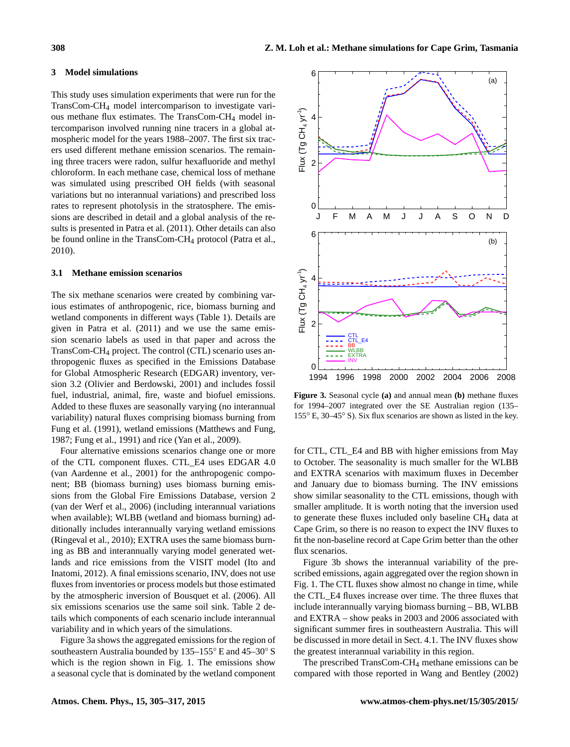## 3 Model simulations

This study uses simulation experiments that were run for the TransCom-$CH_4$ model intercomparison to investigate various methane flux estimates. The TransCom-$CH_4$ model intercomparison involved running nine tracers in a global atmospheric model for the years 1988–2007. The first six tracers used different methane emission scenarios. The remaining three tracers were radon, sulfur hexafluoride and methyl chloroform. In each methane case, chemical loss of methane was simulated using prescribed OH fields (with seasonal variations but no interannual variations) and prescribed loss rates to represent photolysis in the stratosphere. The emissions are described in detail and a global analysis of the results is presented in Patra et al. (2011). Other details can also be found online in the TransCom-$CH_4$ protocol (Patra et al., 2010).

### 3.1 Methane emission scenarios

The six methane scenarios were created by combining various estimates of anthropogenic, rice, biomass burning and wetland components in different ways (Table 1). Details are given in Patra et al. (2011) and we use the same emission scenario labels as used in that paper and across the TransCom-$CH_4$ project. The control (CTL) scenario uses anthropogenic fluxes as specified in the Emissions Database for Global Atmospheric Research (EDGAR) inventory, version 3.2 (Olivier and Berdowski, 2001) and includes fossil fuel, industrial, animal, fire, waste and biofuel emissions. Added to these fluxes are seasonally varying (no interannual variability) natural fluxes comprising biomass burning from Fung et al. (1991), wetland emissions (Matthews and Fung, 1987; Fung et al., 1991) and rice (Yan et al., 2009).

Four alternative emissions scenarios change one or more of the CTL component fluxes. CTL_E4 uses EDGAR 4.0 (van Aardenne et al., 2001) for the anthropogenic component; BB (biomass burning) uses biomass burning emissions from the Global Fire Emissions Database, version 2 (van der Werf et al., 2006) (including interannual variations when available); WLBB (wetland and biomass burning) additionally includes interannually varying wetland emissions (Ringeval et al., 2010); EXTRA uses the same biomass burning as BB and interannually varying model generated wetlands and rice emissions from the VISIT model (Ito and Inatomi, 2012). A final emissions scenario, INV, does not use fluxes from inventories or process models but those estimated by the atmospheric inversion of Bousquet et al. (2006). All six emissions scenarios use the same soil sink. Table 2 details which components of each scenario include interannual variability and in which years of the simulations.

Figure 3a shows the aggregated emissions for the region of southeastern Australia bounded by 135–155° E and 45–30° S which is the region shown in Fig. 1. The emissions show a seasonal cycle that is dominated by the wetland component for CTL, CTL_E4 and BB with higher emissions from May to October. The seasonality is much smaller for the WLBB and EXTRA scenarios with maximum fluxes in December and January due to biomass burning. The INV emissions show similar seasonality to the CTL emissions, though with smaller amplitude. It is worth noting that the inversion used to generate these fluxes included only baseline $CH_4$ data at Cape Grim, so there is no reason to expect the INV fluxes to fit the non-baseline record at Cape Grim better than the other flux scenarios.

**Figure 3.** Seasonal cycle **(a)** and annual mean **(b)** methane fluxes for 1994–2007 integrated over the SE Australian region (135–155° E, 30–45° S). Six flux scenarios are shown as listed in the key.

Figure 3b shows the interannual variability of the prescribed emissions, again aggregated over the region shown in Fig. 1. The CTL fluxes show almost no change in time, while the CTL_E4 fluxes increase over time. The three fluxes that include interannually varying biomass burning – BB, WLBB and EXTRA – show peaks in 2003 and 2006 associated with significant summer fires in southeastern Australia. This will be discussed in more detail in Sect. 4.1. The INV fluxes show the greatest interannual variability in this region.

The prescribed TransCom-$CH_4$ methane emissions can be compared with those reported in Wang and Bentley (2002)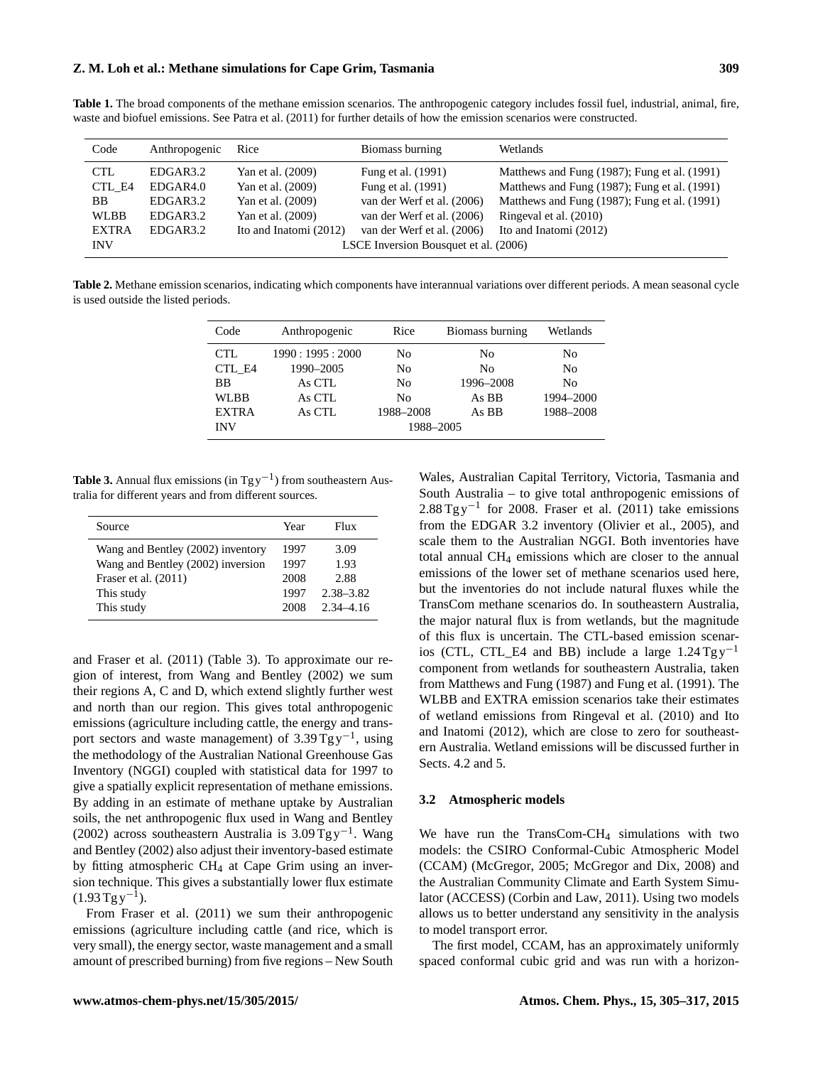**Table 1.** The broad components of the methane emission scenarios. The anthropogenic category includes fossil fuel, industrial, animal, fire, waste and biofuel emissions. See Patra et al. (2011) for further details of how the emission scenarios were constructed.

| Code | Anthropogenic | Rice | Biomass burning | Wetlands |
|---|---|---|---|---|
| CTL | EDGAR3.2 | Yan et al. (2009) | Fung et al. (1991) | Matthews and Fung (1987); Fung et al. (1991) |
| CTL_E4 | EDGAR4.0 | Yan et al. (2009) | Fung et al. (1991) | Matthews and Fung (1987); Fung et al. (1991) |
| BB | EDGAR3.2 | Yan et al. (2009) | van der Werf et al. (2006) | Matthews and Fung (1987); Fung et al. (1991) |
| WLBB | EDGAR3.2 | Yan et al. (2009) | van der Werf et al. (2006) | Ringeval et al. (2010) |
| EXTRA | EDGAR3.2 | Ito and Inatomi (2012) | van der Werf et al. (2006) | Ito and Inatomi (2012) |
| INV | LSCE Inversion Bousquet et al. (2006) | | | |

**Table 2.** Methane emission scenarios, indicating which components have interannual variations over different periods. A mean seasonal cycle is used outside the listed periods.

| Code | Anthropogenic | Rice | Biomass burning | Wetlands |
|---|---|---|---|---|
| CTL | 1990 : 1995 : 2000 | No | No | No |
| CTL_E4 | 1990–2005 | No | No | No |
| BB | As CTL | No | 1996–2008 | No |
| WLBB | As CTL | No | As BB | 1994–2000 |
| EXTRA | As CTL | 1988–2008 | As BB | 1988–2008 |
| INV | 1988–2005 | | | |

**Table 3.** Annual flux emissions (in $\mathrm{Tg\,y^{-1}}$) from southeastern Australia for different years and from different sources.

| Source | Year | Flux |
|---|---|---|
| Wang and Bentley (2002) inventory | 1997 | 3.09 |
| Wang and Bentley (2002) inversion | 1997 | 1.93 |
| Fraser et al. (2011) | 2008 | 2.88 |
| This study | 1997 | 2.38–3.82 |
| This study | 2008 | 2.34–4.16 |

and Fraser et al. (2011) (Table 3). To approximate our region of interest, from Wang and Bentley (2002) we sum their regions A, C and D, which extend slightly further west and north than our region. This gives total anthropogenic emissions (agriculture including cattle, the energy and transport sectors and waste management) of $3.39\,\mathrm{Tg\,y^{-1}}$, using the methodology of the Australian National Greenhouse Gas Inventory (NGGI) coupled with statistical data for 1997 to give a spatially explicit representation of methane emissions. By adding in an estimate of methane uptake by Australian soils, the net anthropogenic flux used in Wang and Bentley (2002) across southeastern Australia is $3.09\,\mathrm{Tg\,y^{-1}}$. Wang and Bentley (2002) also adjust their inventory-based estimate by fitting atmospheric $CH_4$ at Cape Grim using an inversion technique. This gives a substantially lower flux estimate ($1.93\,\mathrm{Tg\,y^{-1}}$).

From Fraser et al. (2011) we sum their anthropogenic emissions (agriculture including cattle (and rice, which is very small), the energy sector, waste management and a small amount of prescribed burning) from five regions – New South Wales, Australian Capital Territory, Victoria, Tasmania and South Australia – to give total anthropogenic emissions of $2.88\,\mathrm{Tg\,y^{-1}}$ for 2008. Fraser et al. (2011) take emissions from the EDGAR 3.2 inventory (Olivier et al., 2005), and scale them to the Australian NGGI. Both inventories have total annual $CH_4$ emissions which are closer to the annual emissions of the lower set of methane scenarios used here, but the inventories do not include natural fluxes while the TransCom methane scenarios do. In southeastern Australia, the major natural flux is from wetlands, but the magnitude of this flux is uncertain. The CTL-based emission scenarios (CTL, CTL_E4 and BB) include a large $1.24\,\mathrm{Tg\,y^{-1}}$ component from wetlands for southeastern Australia, taken from Matthews and Fung (1987) and Fung et al. (1991). The WLBB and EXTRA emission scenarios take their estimates of wetland emissions from Ringeval et al. (2010) and Ito and Inatomi (2012), which are close to zero for southeastern Australia. Wetland emissions will be discussed further in Sects. 4.2 and 5.

### 3.2 Atmospheric models

We have run the TransCom-$CH_4$ simulations with two models: the CSIRO Conformal-Cubic Atmospheric Model (CCAM) (McGregor, 2005; McGregor and Dix, 2008) and the Australian Community Climate and Earth System Simulator (ACCESS) (Corbin and Law, 2011). Using two models allows us to better understand any sensitivity in the analysis to model transport error.

The first model, CCAM, has an approximately uniformly spaced conformal cubic grid and was run with a horizon-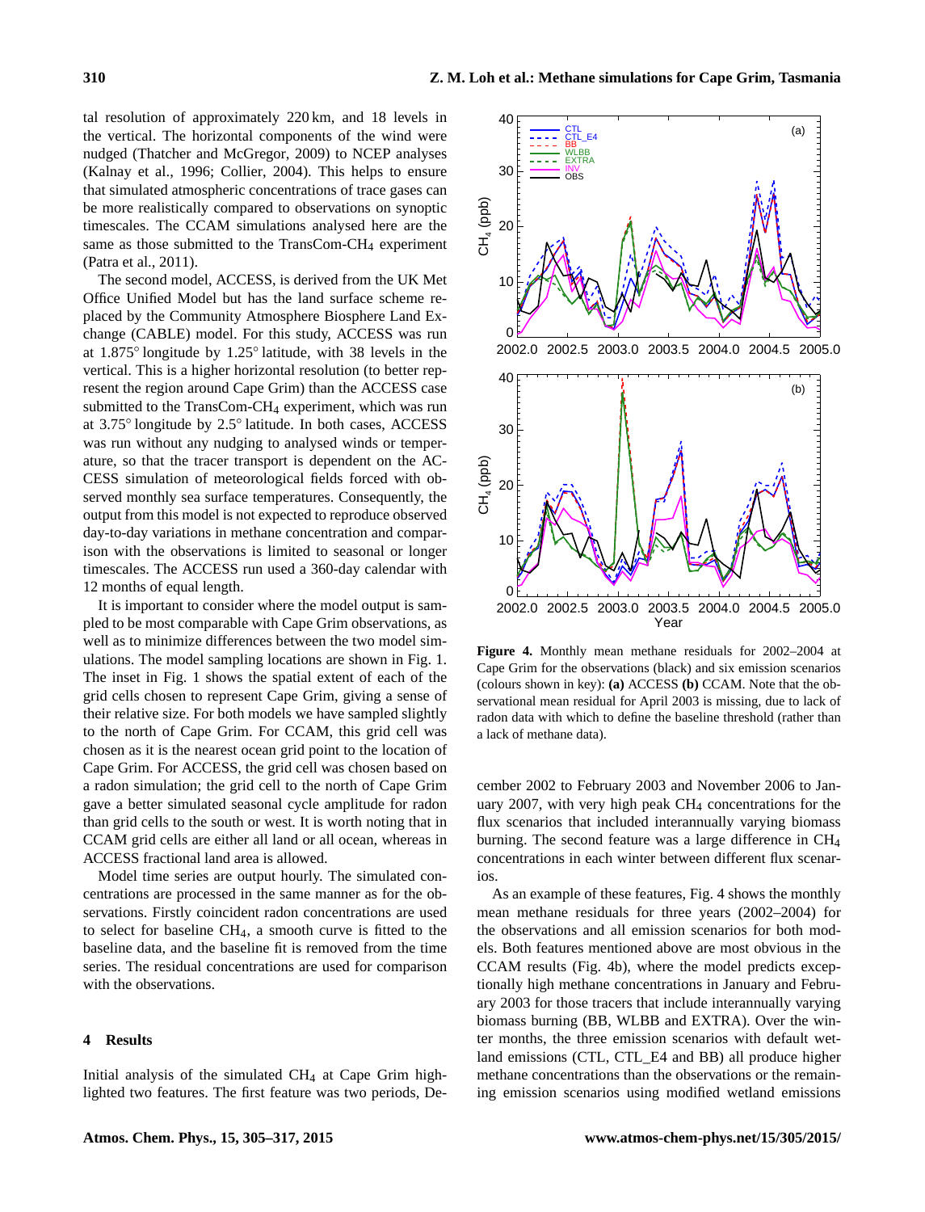tal resolution of approximately 220 km, and 18 levels in the vertical. The horizontal components of the wind were nudged (Thatcher and McGregor, 2009) to NCEP analyses (Kalnay et al., 1996; Collier, 2004). This helps to ensure that simulated atmospheric concentrations of trace gases can be more realistically compared to observations on synoptic timescales. The CCAM simulations analysed here are the same as those submitted to the TransCom-$CH_4$ experiment (Patra et al., 2011).

The second model, ACCESS, is derived from the UK Met Office Unified Model but has the land surface scheme replaced by the Community Atmosphere Biosphere Land Exchange (CABLE) model. For this study, ACCESS was run at 1.875° longitude by 1.25° latitude, with 38 levels in the vertical. This is a higher horizontal resolution (to better represent the region around Cape Grim) than the ACCESS case submitted to the TransCom-$CH_4$ experiment, which was run at 3.75° longitude by 2.5° latitude. In both cases, ACCESS was run without any nudging to analysed winds or temperature, so that the tracer transport is dependent on the ACCESS simulation of meteorological fields forced with observed monthly sea surface temperatures. Consequently, the output from this model is not expected to reproduce observed day-to-day variations in methane concentration and comparison with the observations is limited to seasonal or longer timescales. The ACCESS run used a 360-day calendar with 12 months of equal length.

It is important to consider where the model output is sampled to be most comparable with Cape Grim observations, as well as to minimize differences between the two model simulations. The model sampling locations are shown in Fig. 1. The inset in Fig. 1 shows the spatial extent of each of the grid cells chosen to represent Cape Grim, giving a sense of their relative size. For both models we have sampled slightly to the north of Cape Grim. For CCAM, this grid cell was chosen as it is the nearest ocean grid point to the location of Cape Grim. For ACCESS, the grid cell was chosen based on a radon simulation; the grid cell to the north of Cape Grim gave a better simulated seasonal cycle amplitude for radon than grid cells to the south or west. It is worth noting that in CCAM grid cells are either all land or all ocean, whereas in ACCESS fractional land area is allowed.

Model time series are output hourly. The simulated concentrations are processed in the same manner as for the observations. Firstly coincident radon concentrations are used to select for baseline $CH_4$, a smooth curve is fitted to the baseline data, and the baseline fit is removed from the time series. The residual concentrations are used for comparison with the observations.

## 4 Results

Initial analysis of the simulated $CH_4$ at Cape Grim highlighted two features. The first feature was two periods, December 2002 to February 2003 and November 2006 to January 2007, with very high peak $CH_4$ concentrations for the flux scenarios that included interannually varying biomass burning. The second feature was a large difference in $CH_4$ concentrations in each winter between different flux scenarios.

**Figure 4.** Monthly mean methane residuals for 2002–2004 at Cape Grim for the observations (black) and six emission scenarios (colours shown in key): **(a)** ACCESS **(b)** CCAM. Note that the observational mean residual for April 2003 is missing, due to lack of radon data with which to define the baseline threshold (rather than a lack of methane data).

As an example of these features, Fig. 4 shows the monthly mean methane residuals for three years (2002–2004) for the observations and all emission scenarios for both models. Both features mentioned above are most obvious in the CCAM results (Fig. 4b), where the model predicts exceptionally high methane concentrations in January and February 2003 for those tracers that include interannually varying biomass burning (BB, WLBB and EXTRA). Over the winter months, the three emission scenarios with default wetland emissions (CTL, CTL_E4 and BB) all produce higher methane concentrations than the observations or the remaining emission scenarios using modified wetland emissions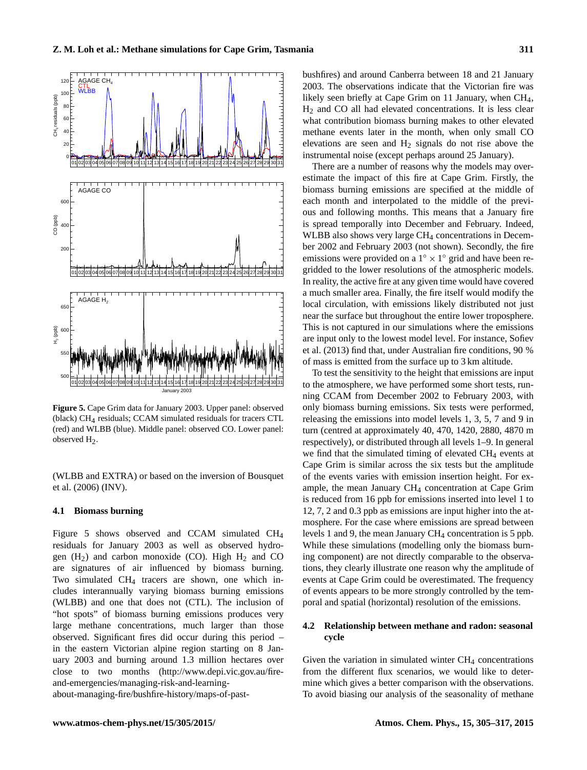**Figure 5.** Cape Grim data for January 2003. Upper panel: observed (black) $CH_4$ residuals; CCAM simulated residuals for tracers CTL (red) and WLBB (blue). Middle panel: observed CO. Lower panel: observed $H_2$.

(WLBB and EXTRA) or based on the inversion of Bousquet et al. (2006) (INV).

### 4.1 Biomass burning

Figure 5 shows observed and CCAM simulated $CH_4$ residuals for January 2003 as well as observed hydrogen ($H_2$) and carbon monoxide (CO). High $H_2$ and CO are signatures of air influenced by biomass burning. Two simulated $CH_4$ tracers are shown, one which includes interannually varying biomass burning emissions (WLBB) and one that does not (CTL). The inclusion of "hot spots" of biomass burning emissions produces very large methane concentrations, much larger than those observed. Significant fires did occur during this period – in the eastern Victorian alpine region starting on 8 January 2003 and burning around 1.3 million hectares over close to two months (http://www.depi.vic.gov.au/fire-and-emergencies/managing-risk-and-learning-about-managing-fire/bushfire-history/maps-of-past-bushfires) and around Canberra between 18 and 21 January 2003. The observations indicate that the Victorian fire was likely seen briefly at Cape Grim on 11 January, when $CH_4$, $H_2$ and CO all had elevated concentrations. It is less clear what contribution biomass burning makes to other elevated methane events later in the month, when only small CO elevations are seen and $H_2$ signals do not rise above the instrumental noise (except perhaps around 25 January).

There are a number of reasons why the models may overestimate the impact of this fire at Cape Grim. Firstly, the biomass burning emissions are specified at the middle of each month and interpolated to the middle of the previous and following months. This means that a January fire is spread temporally into December and February. Indeed, WLBB also shows very large $CH_4$ concentrations in December 2002 and February 2003 (not shown). Secondly, the fire emissions were provided on a $1^{\circ} \times 1^{\circ}$ grid and have been regridded to the lower resolutions of the atmospheric models. In reality, the active fire at any given time would have covered a much smaller area. Finally, the fire itself would modify the local circulation, with emissions likely distributed not just near the surface but throughout the entire lower troposphere. This is not captured in our simulations where the emissions are input only to the lowest model level. For instance, Sofiev et al. (2013) find that, under Australian fire conditions, 90 % of mass is emitted from the surface up to 3 km altitude.

To test the sensitivity to the height that emissions are input to the atmosphere, we have performed some short tests, running CCAM from December 2002 to February 2003, with only biomass burning emissions. Six tests were performed, releasing the emissions into model levels 1, 3, 5, 7 and 9 in turn (centred at approximately 40, 470, 1420, 2880, 4870 m respectively), or distributed through all levels 1–9. In general we find that the simulated timing of elevated $CH_4$ events at Cape Grim is similar across the six tests but the amplitude of the events varies with emission insertion height. For example, the mean January $CH_4$ concentration at Cape Grim is reduced from 16 ppb for emissions inserted into level 1 to 12, 7, 2 and 0.3 ppb as emissions are input higher into the atmosphere. For the case where emissions are spread between levels 1 and 9, the mean January $CH_4$ concentration is 5 ppb. While these simulations (modelling only the biomass burning component) are not directly comparable to the observations, they clearly illustrate one reason why the amplitude of events at Cape Grim could be overestimated. The frequency of events appears to be more strongly controlled by the temporal and spatial (horizontal) resolution of the emissions.

### 4.2 Relationship between methane and radon: seasonal cycle

Given the variation in simulated winter $CH_4$ concentrations from the different flux scenarios, we would like to determine which gives a better comparison with the observations. To avoid biasing our analysis of the seasonality of methane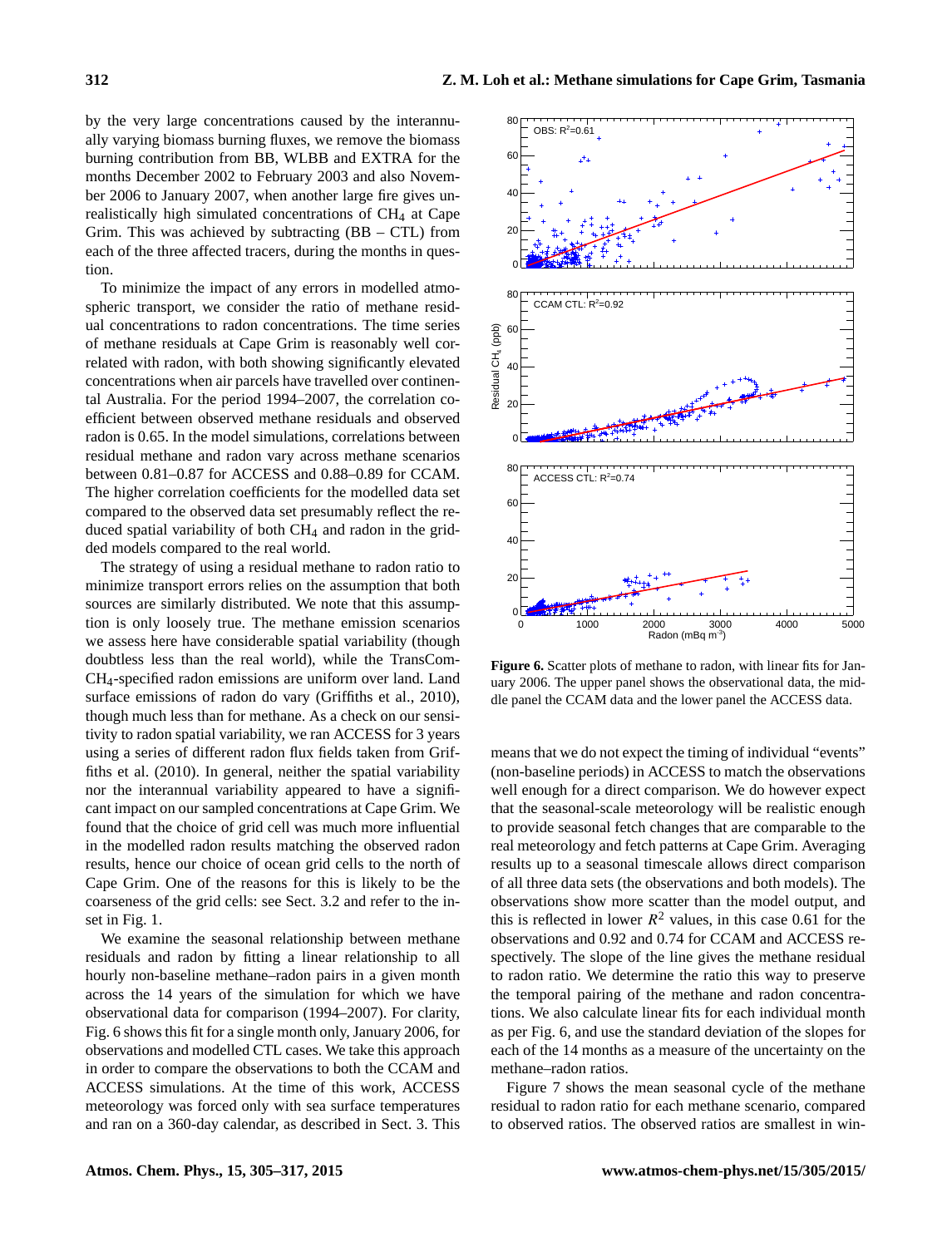by the very large concentrations caused by the interannually varying biomass burning fluxes, we remove the biomass burning contribution from BB, WLBB and EXTRA for the months December 2002 to February 2003 and also November 2006 to January 2007, when another large fire gives unrealistically high simulated concentrations of $CH_4$ at Cape Grim. This was achieved by subtracting (BB – CTL) from each of the three affected tracers, during the months in question.

To minimize the impact of any errors in modelled atmospheric transport, we consider the ratio of methane residual concentrations to radon concentrations. The time series of methane residuals at Cape Grim is reasonably well correlated with radon, with both showing significantly elevated concentrations when air parcels have travelled over continental Australia. For the period 1994–2007, the correlation coefficient between observed methane residuals and observed radon is 0.65. In the model simulations, correlations between residual methane and radon vary across methane scenarios between 0.81–0.87 for ACCESS and 0.88–0.89 for CCAM. The higher correlation coefficients for the modelled data set compared to the observed data set presumably reflect the reduced spatial variability of both $CH_4$ and radon in the gridded models compared to the real world.

The strategy of using a residual methane to radon ratio to minimize transport errors relies on the assumption that both sources are similarly distributed. We note that this assumption is only loosely true. The methane emission scenarios we assess here have considerable spatial variability (though doubtless less than the real world), while the TransCom-$CH_4$-specified radon emissions are uniform over land. Land surface emissions of radon do vary (Griffiths et al., 2010), though much less than for methane. As a check on our sensitivity to radon spatial variability, we ran ACCESS for 3 years using a series of different radon flux fields taken from Griffiths et al. (2010). In general, neither the spatial variability nor the interannual variability appeared to have a significant impact on our sampled concentrations at Cape Grim. We found that the choice of grid cell was much more influential in the modelled radon results matching the observed radon results, hence our choice of ocean grid cells to the north of Cape Grim. One of the reasons for this is likely to be the coarseness of the grid cells: see Sect. 3.2 and refer to the inset in Fig. 1.

We examine the seasonal relationship between methane residuals and radon by fitting a linear relationship to all hourly non-baseline methane–radon pairs in a given month across the 14 years of the simulation for which we have observational data for comparison (1994–2007). For clarity, Fig. 6 shows this fit for a single month only, January 2006, for observations and modelled CTL cases. We take this approach in order to compare the observations to both the CCAM and ACCESS simulations. At the time of this work, ACCESS meteorology was forced only with sea surface temperatures and ran on a 360-day calendar, as described in Sect. 3. This means that we do not expect the timing of individual "events" (non-baseline periods) in ACCESS to match the observations well enough for a direct comparison. We do however expect that the seasonal-scale meteorology will be realistic enough to provide seasonal fetch changes that are comparable to the real meteorology and fetch patterns at Cape Grim. Averaging results up to a seasonal timescale allows direct comparison of all three data sets (the observations and both models). The observations show more scatter than the model output, and this is reflected in lower $R^2$ values, in this case 0.61 for the observations and 0.92 and 0.74 for CCAM and ACCESS respectively. The slope of the line gives the methane residual to radon ratio. We determine the ratio this way to preserve the temporal pairing of the methane and radon concentrations. We also calculate linear fits for each individual month as per Fig. 6, and use the standard deviation of the slopes for each of the 14 months as a measure of the uncertainty on the methane–radon ratios.

**Figure 6.** Scatter plots of methane to radon, with linear fits for January 2006. The upper panel shows the observational data, the middle panel the CCAM data and the lower panel the ACCESS data.

Figure 7 shows the mean seasonal cycle of the methane residual to radon ratio for each methane scenario, compared to observed ratios. The observed ratios are smallest in win-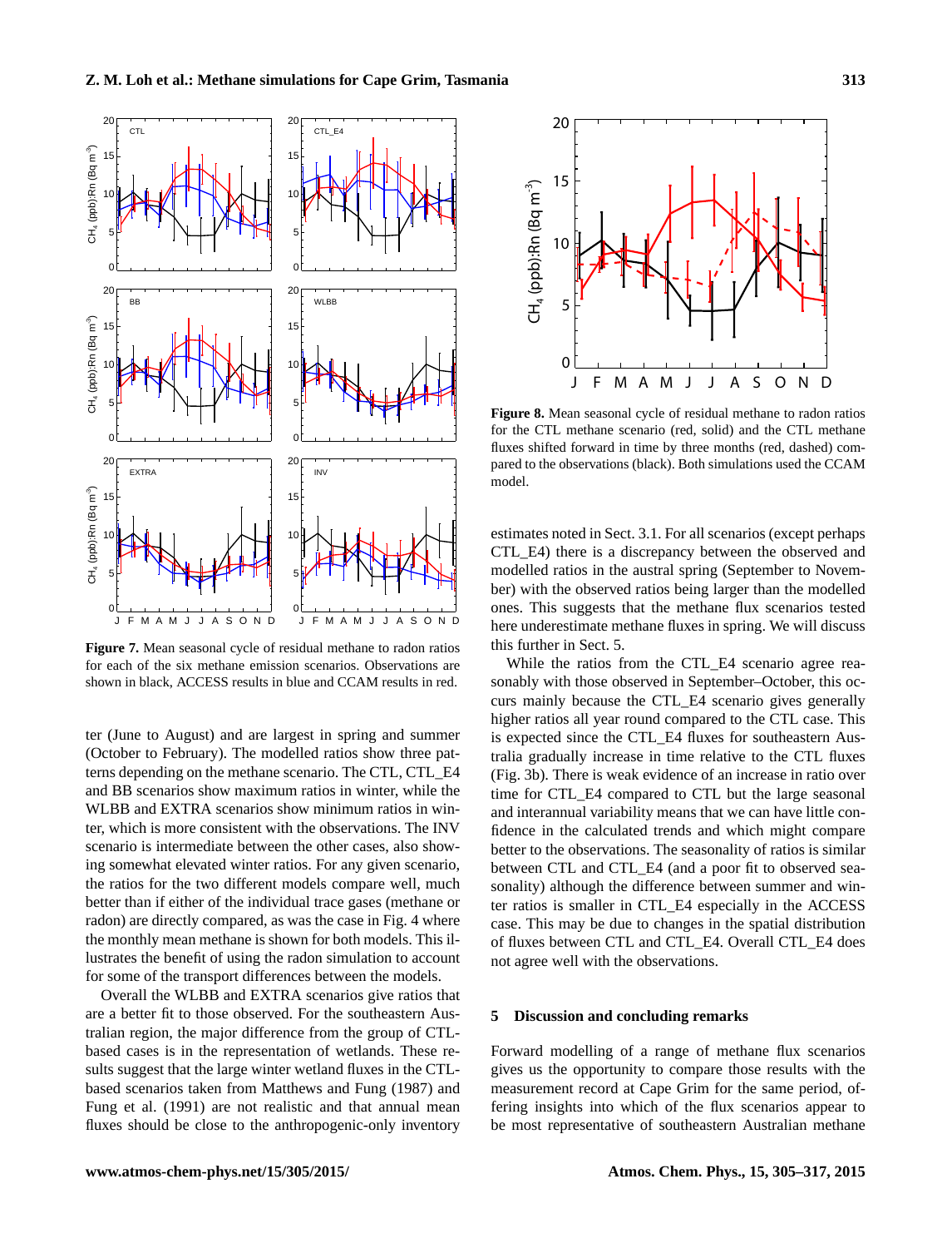**Figure 7.** Mean seasonal cycle of residual methane to radon ratios for each of the six methane emission scenarios. Observations are shown in black, ACCESS results in blue and CCAM results in red.

ter (June to August) and are largest in spring and summer (October to February). The modelled ratios show three patterns depending on the methane scenario. The CTL, CTL_E4 and BB scenarios show maximum ratios in winter, while the WLBB and EXTRA scenarios show minimum ratios in winter, which is more consistent with the observations. The INV scenario is intermediate between the other cases, also showing somewhat elevated winter ratios. For any given scenario, the ratios for the two different models compare well, much better than if either of the individual trace gases (methane or radon) are directly compared, as was the case in Fig. 4 where the monthly mean methane is shown for both models. This illustrates the benefit of using the radon simulation to account for some of the transport differences between the models.

Overall the WLBB and EXTRA scenarios give ratios that are a better fit to those observed. For the southeastern Australian region, the major difference from the group of CTL-based cases is in the representation of wetlands. These results suggest that the large winter wetland fluxes in the CTL-based scenarios taken from Matthews and Fung (1987) and Fung et al. (1991) are not realistic and that annual mean fluxes should be close to the anthropogenic-only inventory

**Figure 8.** Mean seasonal cycle of residual methane to radon ratios for the CTL methane scenario (red, solid) and the CTL methane fluxes shifted forward in time by three months (red, dashed) compared to the observations (black). Both simulations used the CCAM model.

estimates noted in Sect. 3.1. For all scenarios (except perhaps CTL_E4) there is a discrepancy between the observed and modelled ratios in the austral spring (September to November) with the observed ratios being larger than the modelled ones. This suggests that the methane flux scenarios tested here underestimate methane fluxes in spring. We will discuss this further in Sect. 5.

While the ratios from the CTL_E4 scenario agree reasonably with those observed in September–October, this occurs mainly because the CTL_E4 scenario gives generally higher ratios all year round compared to the CTL case. This is expected since the CTL_E4 fluxes for southeastern Australia gradually increase in time relative to the CTL fluxes (Fig. 3b). There is weak evidence of an increase in ratio over time for CTL_E4 compared to CTL but the large seasonal and interannual variability means that we can have little confidence in the calculated trends and which might compare better to the observations. The seasonality of ratios is similar between CTL and CTL_E4 (and a poor fit to observed seasonality) although the difference between summer and winter ratios is smaller in CTL_E4 especially in the ACCESS case. This may be due to changes in the spatial distribution of fluxes between CTL and CTL_E4. Overall CTL_E4 does not agree well with the observations.

## 5 Discussion and concluding remarks

Forward modelling of a range of methane flux scenarios gives us the opportunity to compare those results with the measurement record at Cape Grim for the same period, offering insights into which of the flux scenarios appear to be most representative of southeastern Australian methane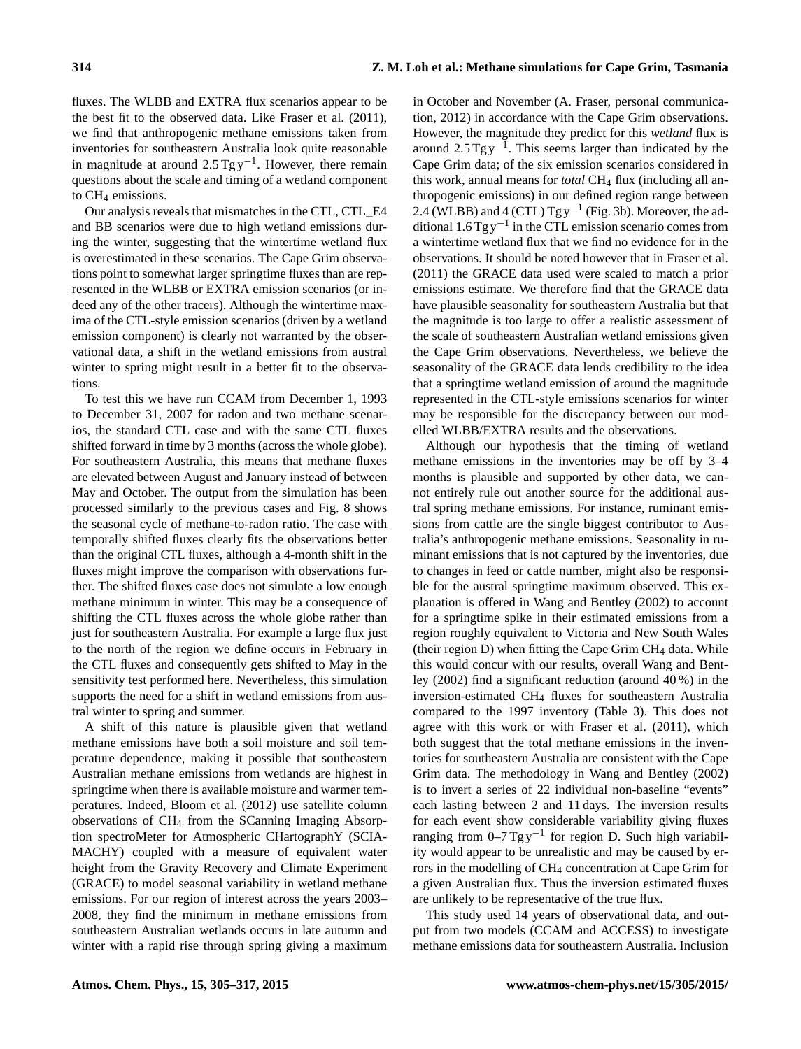fluxes. The WLBB and EXTRA flux scenarios appear to be the best fit to the observed data. Like Fraser et al. (2011), we find that anthropogenic methane emissions taken from inventories for southeastern Australia look quite reasonable in magnitude at around $2.5\,\mathrm{Tg\,y^{-1}}$. However, there remain questions about the scale and timing of a wetland component to $CH_4$ emissions.

Our analysis reveals that mismatches in the CTL, CTL_E4 and BB scenarios were due to high wetland emissions during the winter, suggesting that the wintertime wetland flux is overestimated in these scenarios. The Cape Grim observations point to somewhat larger springtime fluxes than are represented in the WLBB or EXTRA emission scenarios (or indeed any of the other tracers). Although the wintertime maxima of the CTL-style emission scenarios (driven by a wetland emission component) is clearly not warranted by the observational data, a shift in the wetland emissions from austral winter to spring might result in a better fit to the observations.

To test this we have run CCAM from December 1, 1993 to December 31, 2007 for radon and two methane scenarios, the standard CTL case and with the same CTL fluxes shifted forward in time by 3 months (across the whole globe). For southeastern Australia, this means that methane fluxes are elevated between August and January instead of between May and October. The output from the simulation has been processed similarly to the previous cases and Fig. 8 shows the seasonal cycle of methane-to-radon ratio. The case with temporally shifted fluxes clearly fits the observations better than the original CTL fluxes, although a 4-month shift in the fluxes might improve the comparison with observations further. The shifted fluxes case does not simulate a low enough methane minimum in winter. This may be a consequence of shifting the CTL fluxes across the whole globe rather than just for southeastern Australia. For example a large flux just to the north of the region we define occurs in February in the CTL fluxes and consequently gets shifted to May in the sensitivity test performed here. Nevertheless, this simulation supports the need for a shift in wetland emissions from austral winter to spring and summer.

A shift of this nature is plausible given that wetland methane emissions have both a soil moisture and soil temperature dependence, making it possible that southeastern Australian methane emissions from wetlands are highest in springtime when there is available moisture and warmer temperatures. Indeed, Bloom et al. (2012) use satellite column observations of $CH_4$ from the SCanning Imaging Absorption spectroMeter for Atmospheric CHartographY (SCIAMACHY) coupled with a measure of equivalent water height from the Gravity Recovery and Climate Experiment (GRACE) to model seasonal variability in wetland methane emissions. For our region of interest across the years 2003–2008, they find the minimum in methane emissions from southeastern Australian wetlands occurs in late autumn and winter with a rapid rise through spring giving a maximum in October and November (A. Fraser, personal communication, 2012) in accordance with the Cape Grim observations. However, the magnitude they predict for this *wetland* flux is around $2.5\,\mathrm{Tg\,y^{-1}}$. This seems larger than indicated by the Cape Grim data; of the six emission scenarios considered in this work, annual means for *total* $CH_4$ flux (including all anthropogenic emissions) in our defined region range between 2.4 (WLBB) and 4 (CTL) $\mathrm{Tg\,y^{-1}}$ (Fig. 3b). Moreover, the additional $1.6\,\mathrm{Tg\,y^{-1}}$ in the CTL emission scenario comes from a wintertime wetland flux that we find no evidence for in the observations. It should be noted however that in Fraser et al. (2011) the GRACE data used were scaled to match a prior emissions estimate. We therefore find that the GRACE data have plausible seasonality for southeastern Australia but that the magnitude is too large to offer a realistic assessment of the scale of southeastern Australian wetland emissions given the Cape Grim observations. Nevertheless, we believe the seasonality of the GRACE data lends credibility to the idea that a springtime wetland emission of around the magnitude represented in the CTL-style emissions scenarios for winter may be responsible for the discrepancy between our modelled WLBB/EXTRA results and the observations.

Although our hypothesis that the timing of wetland methane emissions in the inventories may be off by 3–4 months is plausible and supported by other data, we cannot entirely rule out another source for the additional austral spring methane emissions. For instance, ruminant emissions from cattle are the single biggest contributor to Australia's anthropogenic methane emissions. Seasonality in ruminant emissions that is not captured by the inventories, due to changes in feed or cattle number, might also be responsible for the austral springtime maximum observed. This explanation is offered in Wang and Bentley (2002) to account for a springtime spike in their estimated emissions from a region roughly equivalent to Victoria and New South Wales (their region D) when fitting the Cape Grim $CH_4$ data. While this would concur with our results, overall Wang and Bentley (2002) find a significant reduction (around 40 %) in the inversion-estimated $CH_4$ fluxes for southeastern Australia compared to the 1997 inventory (Table 3). This does not agree with this work or with Fraser et al. (2011), which both suggest that the total methane emissions in the inventories for southeastern Australia are consistent with the Cape Grim data. The methodology in Wang and Bentley (2002) is to invert a series of 22 individual non-baseline "events" each lasting between 2 and 11 days. The inversion results for each event show considerable variability giving fluxes ranging from 0–7 $\mathrm{Tg\,y^{-1}}$ for region D. Such high variability would appear to be unrealistic and may be caused by errors in the modelling of $CH_4$ concentration at Cape Grim for a given Australian flux. Thus the inversion estimated fluxes are unlikely to be representative of the true flux.

This study used 14 years of observational data, and output from two models (CCAM and ACCESS) to investigate methane emissions data for southeastern Australia. Inclusion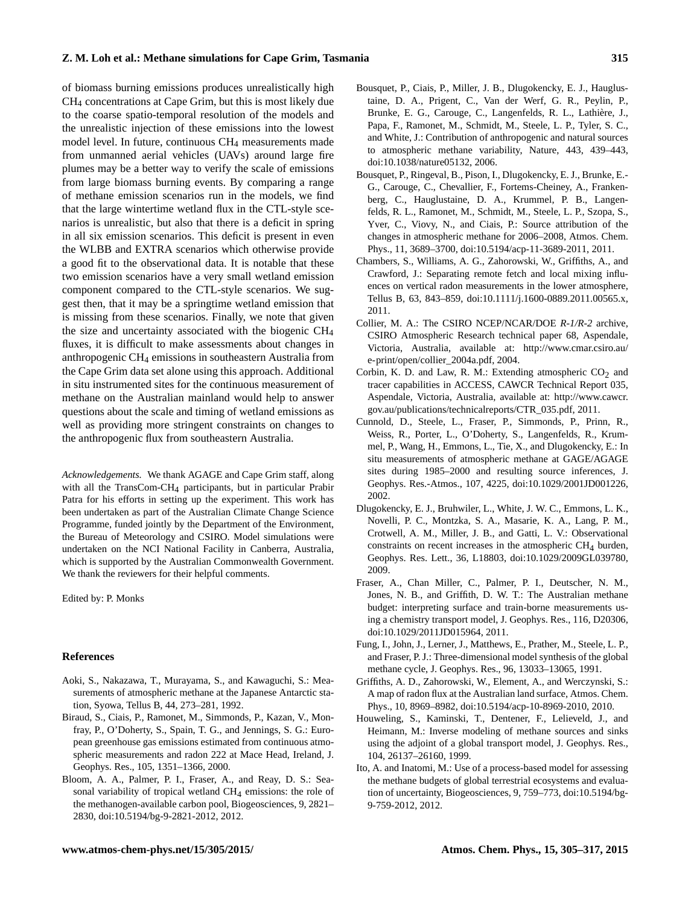of biomass burning emissions produces unrealistically high $CH_4$ concentrations at Cape Grim, but this is most likely due to the coarse spatio-temporal resolution of the models and the unrealistic injection of these emissions into the lowest model level. In future, continuous $CH_4$ measurements made from unmanned aerial vehicles (UAVs) around large fire plumes may be a better way to verify the scale of emissions from large biomass burning events. By comparing a range of methane emission scenarios run in the models, we find that the large wintertime wetland flux in the CTL-style scenarios is unrealistic, but also that there is a deficit in spring in all six emission scenarios. This deficit is present in even the WLBB and EXTRA scenarios which otherwise provide a good fit to the observational data. It is notable that these two emission scenarios have a very small wetland emission component compared to the CTL-style scenarios. We suggest then, that it may be a springtime wetland emission that is missing from these scenarios. Finally, we note that given the size and uncertainty associated with the biogenic $CH_4$ fluxes, it is difficult to make assessments about changes in anthropogenic $CH_4$ emissions in southeastern Australia from the Cape Grim data set alone using this approach. Additional in situ instrumented sites for the continuous measurement of methane on the Australian mainland would help to answer questions about the scale and timing of wetland emissions as well as providing more stringent constraints on changes to the anthropogenic flux from southeastern Australia.

*Acknowledgements.* We thank AGAGE and Cape Grim staff, along with all the TransCom-$CH_4$ participants, but in particular Prabir Patra for his efforts in setting up the experiment. This work has been undertaken as part of the Australian Climate Change Science Programme, funded jointly by the Department of the Environment, the Bureau of Meteorology and CSIRO. Model simulations were undertaken on the NCI National Facility in Canberra, Australia, which is supported by the Australian Commonwealth Government. We thank the reviewers for their helpful comments.

Edited by: P. Monks

## References

Aoki, S., Nakazawa, T., Murayama, S., and Kawaguchi, S.: Measurements of atmospheric methane at the Japanese Antarctic station, Syowa, Tellus B, 44, 273–281, 1992.

Biraud, S., Ciais, P., Ramonet, M., Simmonds, P., Kazan, V., Monfray, P., O'Doherty, S., Spain, T. G., and Jennings, S. G.: European greenhouse gas emissions estimated from continuous atmospheric measurements and radon 222 at Mace Head, Ireland, J. Geophys. Res., 105, 1351–1366, 2000.

Bloom, A. A., Palmer, P. I., Fraser, A., and Reay, D. S.: Seasonal variability of tropical wetland $CH_4$ emissions: the role of the methanogen-available carbon pool, Biogeosciences, 9, 2821–2830, doi:10.5194/bg-9-2821-2012, 2012.

Bousquet, P., Ciais, P., Miller, J. B., Dlugokencky, E. J., Hauglustaine, D. A., Prigent, C., Van der Werf, G. R., Peylin, P., Brunke, E. G., Carouge, C., Langenfelds, R. L., Lathière, J., Papa, F., Ramonet, M., Schmidt, M., Steele, L. P., Tyler, S. C., and White, J.: Contribution of anthropogenic and natural sources to atmospheric methane variability, Nature, 443, 439–443, doi:10.1038/nature05132, 2006.

Bousquet, P., Ringeval, B., Pison, I., Dlugokencky, E. J., Brunke, E.-G., Carouge, C., Chevallier, F., Fortems-Cheiney, A., Frankenberg, C., Hauglustaine, D. A., Krummel, P. B., Langenfelds, R. L., Ramonet, M., Schmidt, M., Steele, L. P., Szopa, S., Yver, C., Viovy, N., and Ciais, P.: Source attribution of the changes in atmospheric methane for 2006–2008, Atmos. Chem. Phys., 11, 3689–3700, doi:10.5194/acp-11-3689-2011, 2011.

Chambers, S., Williams, A. G., Zahorowski, W., Griffiths, A., and Crawford, J.: Separating remote fetch and local mixing influences on vertical radon measurements in the lower atmosphere, Tellus B, 63, 843–859, doi:10.1111/j.1600-0889.2011.00565.x, 2011.

Collier, M. A.: The CSIRO NCEP/NCAR/DOE *R-1/R-2* archive, CSIRO Atmospheric Research technical paper 68, Aspendale, Victoria, Australia, available at: http://www.cmar.csiro.au/e-print/open/collier_2004a.pdf, 2004.

Corbin, K. D. and Law, R. M.: Extending atmospheric $CO_2$ and tracer capabilities in ACCESS, CAWCR Technical Report 035, Aspendale, Victoria, Australia, available at: http://www.cawcr.gov.au/publications/technicalreports/CTR_035.pdf, 2011.

Cunnold, D., Steele, L., Fraser, P., Simmonds, P., Prinn, R., Weiss, R., Porter, L., O'Doherty, S., Langenfelds, R., Krummel, P., Wang, H., Emmons, L., Tie, X., and Dlugokencky, E.: In situ measurements of atmospheric methane at GAGE/AGAGE sites during 1985–2000 and resulting source inferences, J. Geophys. Res.-Atmos., 107, 4225, doi:10.1029/2001JD001226, 2002.

Dlugokencky, E. J., Bruhwiler, L., White, J. W. C., Emmons, L. K., Novelli, P. C., Montzka, S. A., Masarie, K. A., Lang, P. M., Crotwell, A. M., Miller, J. B., and Gatti, L. V.: Observational constraints on recent increases in the atmospheric $CH_4$ burden, Geophys. Res. Lett., 36, L18803, doi:10.1029/2009GL039780, 2009.

Fraser, A., Chan Miller, C., Palmer, P. I., Deutscher, N. M., Jones, N. B., and Griffith, D. W. T.: The Australian methane budget: interpreting surface and train-borne measurements using a chemistry transport model, J. Geophys. Res., 116, D20306, doi:10.1029/2011JD015964, 2011.

Fung, I., John, J., Lerner, J., Matthews, E., Prather, M., Steele, L. P., and Fraser, P. J.: Three-dimensional model synthesis of the global methane cycle, J. Geophys. Res., 96, 13033–13065, 1991.

Griffiths, A. D., Zahorowski, W., Element, A., and Werczynski, S.: A map of radon flux at the Australian land surface, Atmos. Chem. Phys., 10, 8969–8982, doi:10.5194/acp-10-8969-2010, 2010.

Houweling, S., Kaminski, T., Dentener, F., Lelieveld, J., and Heimann, M.: Inverse modeling of methane sources and sinks using the adjoint of a global transport model, J. Geophys. Res., 104, 26137–26160, 1999.

Ito, A. and Inatomi, M.: Use of a process-based model for assessing the methane budgets of global terrestrial ecosystems and evaluation of uncertainty, Biogeosciences, 9, 759–773, doi:10.5194/bg-9-759-2012, 2012.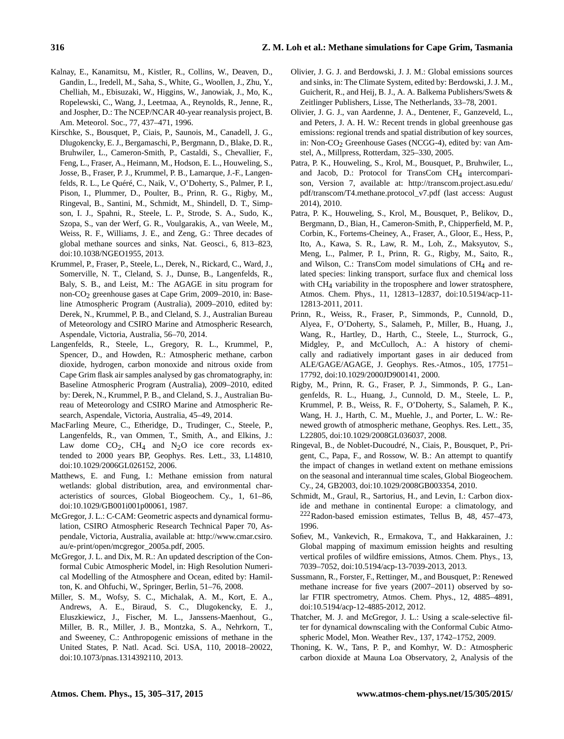Kalnay, E., Kanamitsu, M., Kistler, R., Collins, W., Deaven, D., Gandin, L., Iredell, M., Saha, S., White, G., Woollen, J., Zhu, Y., Chelliah, M., Ebisuzaki, W., Higgins, W., Janowiak, J., Mo, K., Ropelewski, C., Wang, J., Leetmaa, A., Reynolds, R., Jenne, R., and Jospher, D.: The NCEP/NCAR 40-year reanalysis project, B. Am. Meteorol. Soc., 77, 437–471, 1996.

Kirschke, S., Bousquet, P., Ciais, P., Saunois, M., Canadell, J. G., Dlugokencky, E. J., Bergamaschi, P., Bergmann, D., Blake, D. R., Bruhwiler, L., Cameron-Smith, P., Castaldi, S., Chevallier, F., Feng, L., Fraser, A., Heimann, M., Hodson, E. L., Houweling, S., Josse, B., Fraser, P. J., Krummel, P. B., Lamarque, J.-F., Langenfelds, R. L., Le Quéré, C., Naik, V., O'Doherty, S., Palmer, P. I., Pison, I., Plummer, D., Poulter, B., Prinn, R. G., Rigby, M., Ringeval, B., Santini, M., Schmidt, M., Shindell, D. T., Simpson, I. J., Spahni, R., Steele, L. P., Strode, S. A., Sudo, K., Szopa, S., van der Werf, G. R., Voulgarakis, A., van Weele, M., Weiss, R. F., Williams, J. E., and Zeng, G.: Three decades of global methane sources and sinks, Nat. Geosci., 6, 813–823, doi:10.1038/NGEO1955, 2013.

Krummel, P., Fraser, P., Steele, L., Derek, N., Rickard, C., Ward, J., Somerville, N. T., Cleland, S. J., Dunse, B., Langenfelds, R., Baly, S. B., and Leist, M.: The AGAGE in situ program for non-$CO_2$ greenhouse gases at Cape Grim, 2009–2010, in: Baseline Atmospheric Program (Australia), 2009–2010, edited by: Derek, N., Krummel, P. B., and Cleland, S. J., Australian Bureau of Meteorology and CSIRO Marine and Atmospheric Research, Aspendale, Victoria, Australia, 56–70, 2014.

Langenfelds, R., Steele, L., Gregory, R. L., Krummel, P., Spencer, D., and Howden, R.: Atmospheric methane, carbon dioxide, hydrogen, carbon monoxide and nitrous oxide from Cape Grim flask air samples analysed by gas chromatography, in: Baseline Atmospheric Program (Australia), 2009–2010, edited by: Derek, N., Krummel, P. B., and Cleland, S. J., Australian Bureau of Meteorology and CSIRO Marine and Atmospheric Research, Aspendale, Victoria, Australia, 45–49, 2014.

MacFarling Meure, C., Etheridge, D., Trudinger, C., Steele, P., Langenfelds, R., van Ommen, T., Smith, A., and Elkins, J.: Law dome $CO_2$, $CH_4$ and $N_2O$ ice core records extended to 2000 years BP, Geophys. Res. Lett., 33, L14810, doi:10.1029/2006GL026152, 2006.

Matthews, E. and Fung, I.: Methane emission from natural wetlands: global distribution, area, and environmental characteristics of sources, Global Biogeochem. Cy., 1, 61–86, doi:10.1029/GB001i001p00061, 1987.

McGregor, J. L.: C-CAM: Geometric aspects and dynamical formulation, CSIRO Atmospheric Research Technical Paper 70, Aspendale, Victoria, Australia, available at: http://www.cmar.csiro.au/e-print/open/mcgregor_2005a.pdf, 2005.

McGregor, J. L. and Dix, M. R.: An updated description of the Conformal Cubic Atmospheric Model, in: High Resolution Numerical Modelling of the Atmosphere and Ocean, edited by: Hamilton, K. and Ohfuchi, W., Springer, Berlin, 51–76, 2008.

Miller, S. M., Wofsy, S. C., Michalak, A. M., Kort, E. A., Andrews, A. E., Biraud, S. C., Dlugokencky, E. J., Eluszkiewicz, J., Fischer, M. L., Janssens-Maenhout, G., Miller, B. R., Miller, J. B., Montzka, S. A., Nehrkorn, T., and Sweeney, C.: Anthropogenic emissions of methane in the United States, P. Natl. Acad. Sci. USA, 110, 20018–20022, doi:10.1073/pnas.1314392110, 2013.

Olivier, J. G. J. and Berdowski, J. J. M.: Global emissions sources and sinks, in: The Climate System, edited by: Berdowski, J. J. M., Guicherit, R., and Heij, B. J., A. A. Balkema Publishers/Swets & Zeitlinger Publishers, Lisse, The Netherlands, 33–78, 2001.

Olivier, J. G. J., van Aardenne, J. A., Dentener, F., Ganzeveld, L., and Peters, J. A. H. W.: Recent trends in global greenhouse gas emissions: regional trends and spatial distribution of key sources, in: Non-$CO_2$ Greenhouse Gases (NCGG-4), edited by: van Amstel, A., Millpress, Rotterdam, 325–330, 2005.

Patra, P. K., Houweling, S., Krol, M., Bousquet, P., Bruhwiler, L., and Jacob, D.: Protocol for TransCom $CH_4$ intercomparison, Version 7, available at: http://transcom.project.asu.edu/pdf/transcom/T4.methane.protocol_v7.pdf (last access: August 2014), 2010.

Patra, P. K., Houweling, S., Krol, M., Bousquet, P., Belikov, D., Bergmann, D., Bian, H., Cameron-Smith, P., Chipperfield, M. P., Corbin, K., Fortems-Cheiney, A., Fraser, A., Gloor, E., Hess, P., Ito, A., Kawa, S. R., Law, R. M., Loh, Z., Maksyutov, S., Meng, L., Palmer, P. I., Prinn, R. G., Rigby, M., Saito, R., and Wilson, C.: TransCom model simulations of $CH_4$ and related species: linking transport, surface flux and chemical loss with $CH_4$ variability in the troposphere and lower stratosphere, Atmos. Chem. Phys., 11, 12813–12837, doi:10.5194/acp-11-12813-2011, 2011.

Prinn, R., Weiss, R., Fraser, P., Simmonds, P., Cunnold, D., Alyea, F., O'Doherty, S., Salameh, P., Miller, B., Huang, J., Wang, R., Hartley, D., Harth, C., Steele, L., Sturrock, G., Midgley, P., and McCulloch, A.: A history of chemically and radiatively important gases in air deduced from ALE/GAGE/AGAGE, J. Geophys. Res.-Atmos., 105, 17751–17792, doi:10.1029/2000JD900141, 2000.

Rigby, M., Prinn, R. G., Fraser, P. J., Simmonds, P. G., Langenfelds, R. L., Huang, J., Cunnold, D. M., Steele, L. P., Krummel, P. B., Weiss, R. F., O'Doherty, S., Salameh, P. K., Wang, H. J., Harth, C. M., Muehle, J., and Porter, L. W.: Renewed growth of atmospheric methane, Geophys. Res. Lett., 35, L22805, doi:10.1029/2008GL036037, 2008.

Ringeval, B., de Noblet-Ducoudré, N., Ciais, P., Bousquet, P., Prigent, C., Papa, F., and Rossow, W. B.: An attempt to quantify the impact of changes in wetland extent on methane emissions on the seasonal and interannual time scales, Global Biogeochem. Cy., 24, GB2003, doi:10.1029/2008GB003354, 2010.

Schmidt, M., Graul, R., Sartorius, H., and Levin, I.: Carbon dioxide and methane in continental Europe: a climatology, and $^{222}$Radon-based emission estimates, Tellus B, 48, 457–473, 1996.

Sofiev, M., Vankevich, R., Ermakova, T., and Hakkarainen, J.: Global mapping of maximum emission heights and resulting vertical profiles of wildfire emissions, Atmos. Chem. Phys., 13, 7039–7052, doi:10.5194/acp-13-7039-2013, 2013.

Sussmann, R., Forster, F., Rettinger, M., and Bousquet, P.: Renewed methane increase for five years (2007–2011) observed by solar FTIR spectrometry, Atmos. Chem. Phys., 12, 4885–4891, doi:10.5194/acp-12-4885-2012, 2012.

Thatcher, M. J. and McGregor, J. L.: Using a scale-selective filter for dynamical downscaling with the Conformal Cubic Atmospheric Model, Mon. Weather Rev., 137, 1742–1752, 2009.

Thoning, K. W., Tans, P. P., and Komhyr, W. D.: Atmospheric carbon dioxide at Mauna Loa Observatory, 2, Analysis of the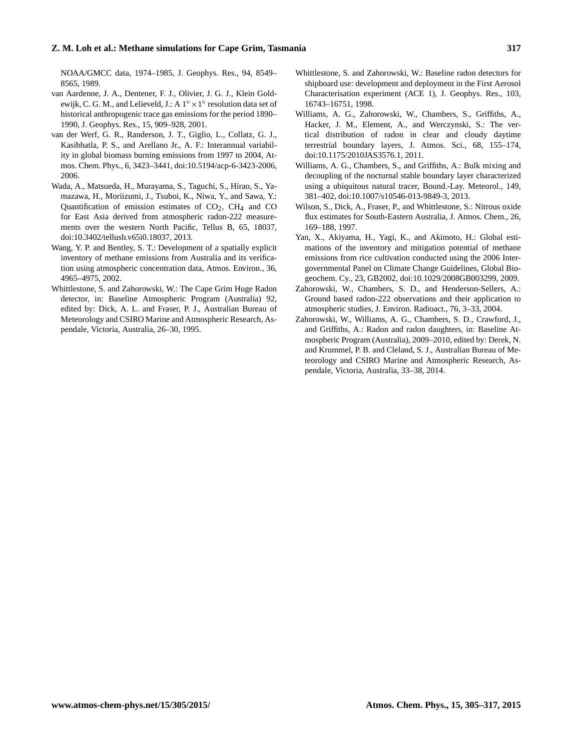NOAA/GMCC data, 1974–1985, J. Geophys. Res., 94, 8549–8565, 1989.

van Aardenne, J. A., Dentener, F. J., Olivier, J. G. J., Klein Goldewijk, C. G. M., and Lelieveld, J.: A $1^{\circ} \times 1^{\circ}$ resolution data set of historical anthropogenic trace gas emissions for the period 1890–1990, J. Geophys. Res., 15, 909–928, 2001.

van der Werf, G. R., Randerson, J. T., Giglio, L., Collatz, G. J., Kasibhatla, P. S., and Arellano Jr., A. F.: Interannual variability in global biomass burning emissions from 1997 to 2004, Atmos. Chem. Phys., 6, 3423–3441, doi:10.5194/acp-6-3423-2006, 2006.

Wada, A., Matsueda, H., Murayama, S., Taguchi, S., Hirao, S., Yamazawa, H., Moriizumi, J., Tsuboi, K., Niwa, Y., and Sawa, Y.: Quantification of emission estimates of $CO_2$, $CH_4$ and CO for East Asia derived from atmospheric radon-222 measurements over the western North Pacific, Tellus B, 65, 18037, doi:10.3402/tellusb.v65i0.18037, 2013.

Wang, Y. P. and Bentley, S. T.: Development of a spatially explicit inventory of methane emissions from Australia and its verification using atmospheric concentration data, Atmos. Environ., 36, 4965–4975, 2002.

Whittlestone, S. and Zahorowski, W.: The Cape Grim Huge Radon detector, in: Baseline Atmospheric Program (Australia) 92, edited by: Dick, A. L. and Fraser, P. J., Australian Bureau of Meteorology and CSIRO Marine and Atmospheric Research, Aspendale, Victoria, Australia, 26–30, 1995.

Whittlestone, S. and Zahorowski, W.: Baseline radon detectors for shipboard use: development and deployment in the First Aerosol Characterisation experiment (ACE 1), J. Geophys. Res., 103, 16743–16751, 1998.

Williams, A. G., Zahorowski, W., Chambers, S., Griffiths, A., Hacker, J. M., Element, A., and Werczynski, S.: The vertical distribution of radon in clear and cloudy daytime terrestrial boundary layers, J. Atmos. Sci., 68, 155–174, doi:10.1175/2010JAS3576.1, 2011.

Williams, A. G., Chambers, S., and Griffiths, A.: Bulk mixing and decoupling of the nocturnal stable boundary layer characterized using a ubiquitous natural tracer, Bound.-Lay. Meteorol., 149, 381–402, doi:10.1007/s10546-013-9849-3, 2013.

Wilson, S., Dick, A., Fraser, P., and Whittlestone, S.: Nitrous oxide flux estimates for South-Eastern Australia, J. Atmos. Chem., 26, 169–188, 1997.

Yan, X., Akiyama, H., Yagi, K., and Akimoto, H.: Global estimations of the inventory and mitigation potential of methane emissions from rice cultivation conducted using the 2006 Intergovernmental Panel on Climate Change Guidelines, Global Biogeochem. Cy., 23, GB2002, doi:10.1029/2008GB003299, 2009.

Zahorowski, W., Chambers, S. D., and Henderson-Sellers, A.: Ground based radon-222 observations and their application to atmospheric studies, J. Environ. Radioact., 76, 3–33, 2004.

Zahorowski, W., Williams, A. G., Chambers, S. D., Crawford, J., and Griffiths, A.: Radon and radon daughters, in: Baseline Atmospheric Program (Australia), 2009–2010, edited by: Derek, N. and Krummel, P. B. and Cleland, S. J., Australian Bureau of Meteorology and CSIRO Marine and Atmospheric Research, Aspendale, Victoria, Australia, 33–38, 2014.